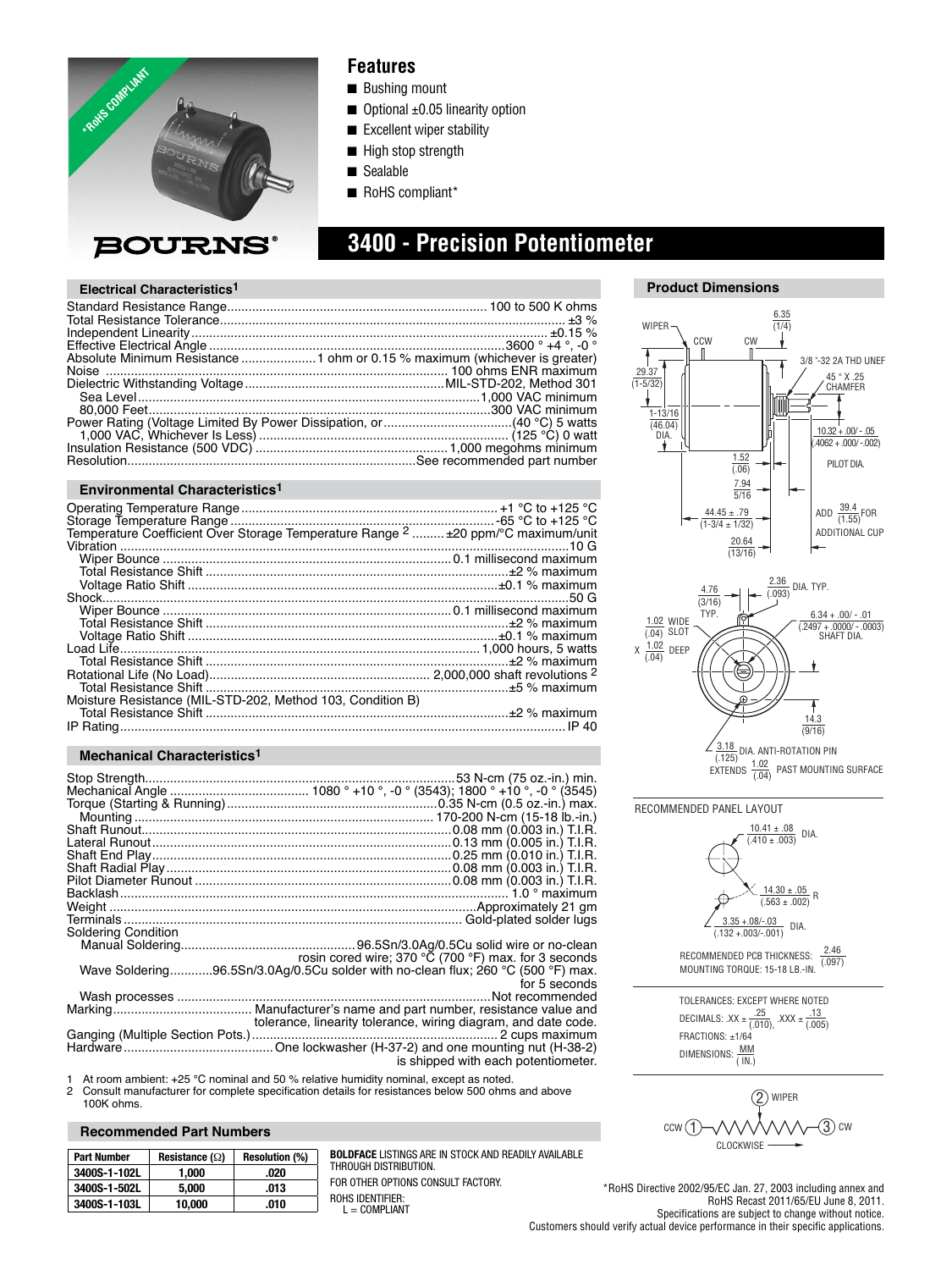**BOURNS®**

*RoHS COMPLIANT

## Features

- Bushing mount
- Optional ±0.05 linearity option
- Excellent wiper stability
- High stop strength
- Sealable
- RoHS compliant*

# 3400 - Precision Potentiometer

### Electrical Characteristics[1]

| | |
|---|---|
| Standard Resistance Range | 100 to 500 K ohms |
| Total Resistance Tolerance | ±3 % |
| Independent Linearity | ±0.15 % |
| Effective Electrical Angle | 3600 ° +4 °, -0 ° |
| Absolute Minimum Resistance | 1 ohm or 0.15 % maximum (whichever is greater) |
| Noise | 100 ohms ENR maximum |
| Dielectric Withstanding Voltage | MIL-STD-202, Method 301 |
| Sea Level | 1,000 VAC minimum |
| 80,000 Feet | 300 VAC minimum |
| Power Rating (Voltage Limited By Power Dissipation, or | (40 °C) 5 watts |
| 1,000 VAC, Whichever Is Less) | (125 °C) 0 watt |
| Insulation Resistance (500 VDC) | 1,000 megohms minimum |
| Resolution | See recommended part number |

### Environmental Characteristics[1]

| | |
|---|---|
| Operating Temperature Range | +1 °C to +125 °C |
| Storage Temperature Range | -65 °C to +125 °C |
| Temperature Coefficient Over Storage Temperature Range [2] | ±20 ppm/°C maximum/unit |
| Vibration | 10 G |
| Wiper Bounce | 0.1 millisecond maximum |
| Total Resistance Shift | ±2 % maximum |
| Voltage Ratio Shift | ±0.1 % maximum |
| Shock | 50 G |
| Wiper Bounce | 0.1 millisecond maximum |
| Total Resistance Shift | ±2 % maximum |
| Voltage Ratio Shift | ±0.1 % maximum |
| Load Life | 1,000 hours, 5 watts |
| Total Resistance Shift | ±2 % maximum |
| Rotational Life (No Load) | 2,000,000 shaft revolutions [2] |
| Total Resistance Shift | ±5 % maximum |
| Moisture Resistance (MIL-STD-202, Method 103, Condition B) | |
| Total Resistance Shift | ±2 % maximum |
| IP Rating | IP 40 |

### Mechanical Characteristics[1]

| | |
|---|---|
| Stop Strength | 53 N-cm (75 oz.-in.) min. |
| Mechanical Angle | 1080 ° +10 °, -0 ° (3543); 1800 ° +10 °, -0 ° (3545) |
| Torque (Starting & Running) | 0.35 N-cm (0.5 oz.-in.) max. |
| Mounting | 170-200 N-cm (15-18 lb.-in.) |
| Shaft Runout | 0.08 mm (0.003 in.) T.I.R. |
| Lateral Runout | 0.13 mm (0.005 in.) T.I.R. |
| Shaft End Play | 0.25 mm (0.010 in.) T.I.R. |
| Shaft Radial Play | 0.08 mm (0.003 in.) T.I.R. |
| Pilot Diameter Runout | 0.08 mm (0.003 in.) T.I.R. |
| Backlash | 1.0 ° maximum |
| Weight | Approximately 21 gm |
| Terminals | Gold-plated solder lugs |
| Soldering Condition | |
| Manual Soldering | 96.5Sn/3.0Ag/0.5Cu solid wire or no-clean rosin cored wire; 370 °C (700 °F) max. for 3 seconds |
| Wave Soldering | 96.5Sn/3.0Ag/0.5Cu solder with no-clean flux; 260 °C (500 °F) max. for 5 seconds |
| Wash processes | Not recommended |
| Marking | Manufacturer's name and part number, resistance value and tolerance, linearity tolerance, wiring diagram, and date code. |
| Ganging (Multiple Section Pots.) | 2 cups maximum |
| Hardware | One lockwasher (H-37-2) and one mounting nut (H-38-2) is shipped with each potentiometer. |

1 At room ambient: +25 °C nominal and 50 % relative humidity nominal, except as noted.
2 Consult manufacturer for complete specification details for resistances below 500 ohms and above 100K ohms.

### Recommended Part Numbers

| Part Number | Resistance (Ω) | Resolution (%) |
|---|---|---|
| 3400S-1-102L | 1,000 | .020 |
| 3400S-1-502L | 5,000 | .013 |
| 3400S-1-103L | 10,000 | .010 |

**BOLDFACE** LISTINGS ARE IN STOCK AND READILY AVAILABLE THROUGH DISTRIBUTION.

FOR OTHER OPTIONS CONSULT FACTORY.

ROHS IDENTIFIER:
L = COMPLIANT

### Product Dimensions

WIPER, CCW, CW
6.35 (1/4)
3/8 "-32 2A THD UNEF
45 ° X .25 CHAMFER
29.37 (1-5/32)
1-13/16 (46.04) DIA.
10.32 + .00/ - .05 (.4062 + .000/ -.002)
PILOT DIA.
1.52 (.06)
7.94 5/16
44.45 ± .79 (1-3/4 ± 1/32)
20.64 (13/16)
ADD 39.4 (1.55) FOR ADDITIONAL CUP
4.76 (3/16) TYP.
2.36 (.093) DIA. TYP.
1.02 (.04) WIDE SLOT X 1.02 (.04) DEEP
6.34 + .00/ - .01 (.2497 + .0000/ - .0003) SHAFT DIA.
14.3 (9/16)
3.18 (.125) DIA. ANTI-ROTATION PIN EXTENDS 1.02 (.04) PAST MOUNTING SURFACE

RECOMMENDED PANEL LAYOUT

10.41 ± .08 (.410 ± .003) DIA.
14.30 ± .05 (.563 ± .002) R
3.35 +.08/-.03 (.132 +.003/-.001) DIA.

RECOMMENDED PCB THICKNESS: 2.46 (.097)
MOUNTING TORQUE: 15-18 LB.-IN.

TOLERANCES: EXCEPT WHERE NOTED
DECIMALS: .XX ± .25 (.010), .XXX ± .13 (.005)
FRACTIONS: ±1/64
DIMENSIONS: MM (IN.)

(2) WIPER
CCW (1) (3) CW
CLOCKWISE

*RoHS Directive 2002/95/EC Jan. 27, 2003 including annex and RoHS Recast 2011/65/EU June 8, 2011.
Specifications are subject to change without notice.
Customers should verify actual device performance in their specific applications.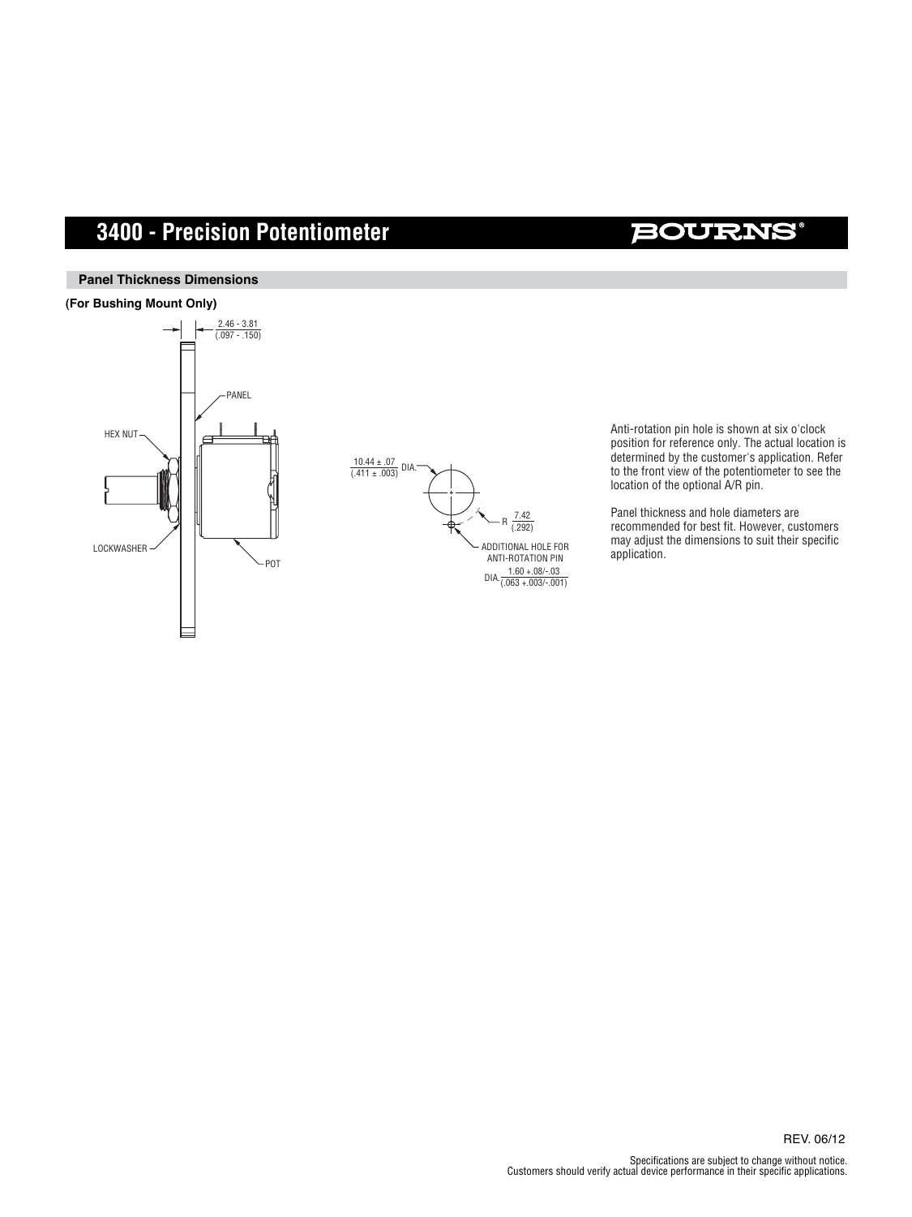# 3400 - Precision Potentiometer

## Panel Thickness Dimensions

**(For Bushing Mount Only)**

2.46 - 3.81
(.097 - .150)

PANEL

HEX NUT

LOCKWASHER

POT

10.44 ± .07
(.411 ± .003) DIA.

R 7.42
(.292)

ADDITIONAL HOLE FOR
ANTI-ROTATION PIN
DIA. 1.60 +.08/-.03
(.063 +.003/-.001)

Anti-rotation pin hole is shown at six o'clock position for reference only. The actual location is determined by the customer's application. Refer to the front view of the potentiometer to see the location of the optional A/R pin.

Panel thickness and hole diameters are recommended for best fit. However, customers may adjust the dimensions to suit their specific application.

REV. 06/12

Specifications are subject to change without notice.
Customers should verify actual device performance in their specific applications.